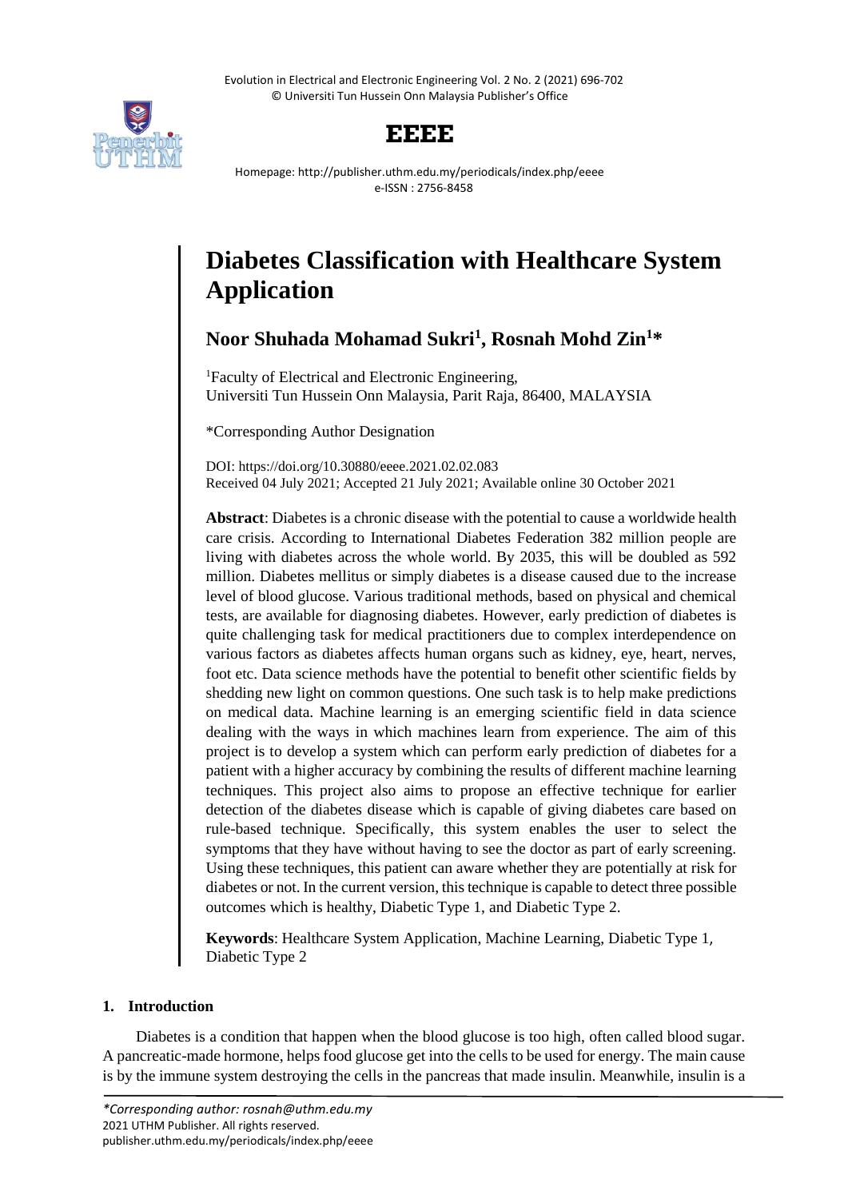# Diabetes Classification with Healthcare System Application

**Noor Shuhada Mohamad Sukri[1], Rosnah Mohd Zin[1]***

[1]Faculty of Electrical and Electronic Engineering,
Universiti Tun Hussein Onn Malaysia, Parit Raja, 86400, MALAYSIA

*Corresponding Author Designation

DOI: https://doi.org/10.30880/eeee.2021.02.02.083
Received 04 July 2021; Accepted 21 July 2021; Available online 30 October 2021

**Abstract**: Diabetes is a chronic disease with the potential to cause a worldwide health care crisis. According to International Diabetes Federation 382 million people are living with diabetes across the whole world. By 2035, this will be doubled as 592 million. Diabetes mellitus or simply diabetes is a disease caused due to the increase level of blood glucose. Various traditional methods, based on physical and chemical tests, are available for diagnosing diabetes. However, early prediction of diabetes is quite challenging task for medical practitioners due to complex interdependence on various factors as diabetes affects human organs such as kidney, eye, heart, nerves, foot etc. Data science methods have the potential to benefit other scientific fields by shedding new light on common questions. One such task is to help make predictions on medical data. Machine learning is an emerging scientific field in data science dealing with the ways in which machines learn from experience. The aim of this project is to develop a system which can perform early prediction of diabetes for a patient with a higher accuracy by combining the results of different machine learning techniques. This project also aims to propose an effective technique for earlier detection of the diabetes disease which is capable of giving diabetes care based on rule-based technique. Specifically, this system enables the user to select the symptoms that they have without having to see the doctor as part of early screening. Using these techniques, this patient can aware whether they are potentially at risk for diabetes or not. In the current version, this technique is capable to detect three possible outcomes which is healthy, Diabetic Type 1, and Diabetic Type 2.

**Keywords**: Healthcare System Application, Machine Learning, Diabetic Type 1, Diabetic Type 2

## 1. Introduction

Diabetes is a condition that happen when the blood glucose is too high, often called blood sugar. A pancreatic-made hormone, helps food glucose get into the cells to be used for energy. The main cause is by the immune system destroying the cells in the pancreas that made insulin. Meanwhile, insulin is a

*Corresponding author: rosnah@uthm.edu.my*
2021 UTHM Publisher. All rights reserved.
publisher.uthm.edu.my/periodicals/index.php/eeee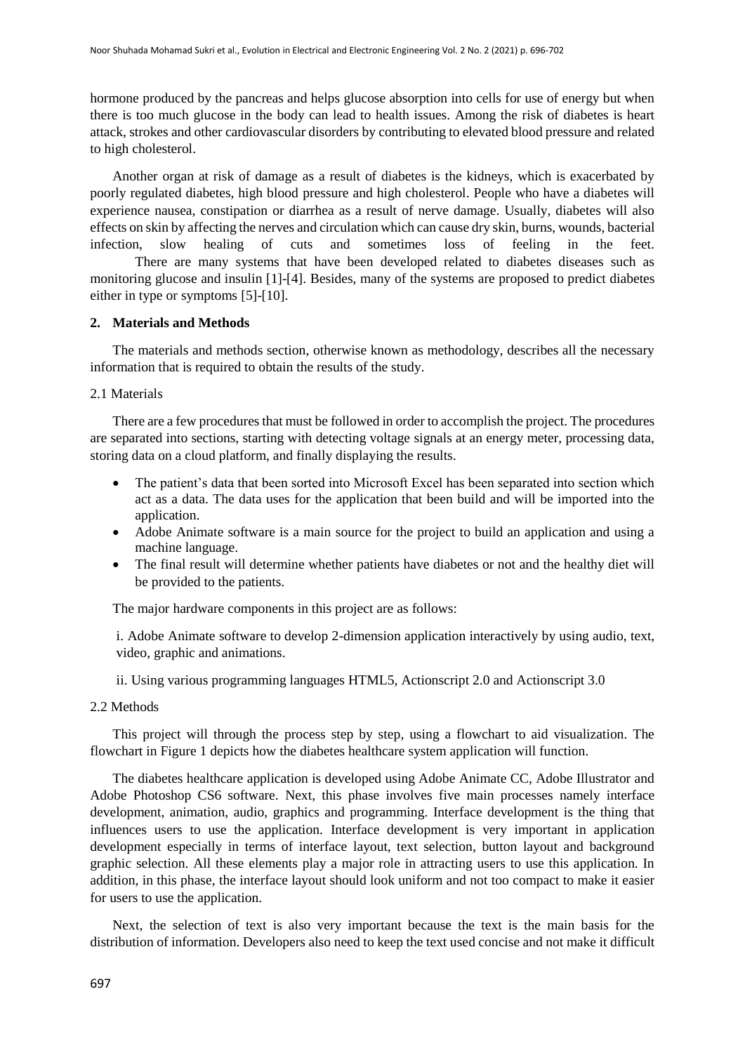hormone produced by the pancreas and helps glucose absorption into cells for use of energy but when there is too much glucose in the body can lead to health issues. Among the risk of diabetes is heart attack, strokes and other cardiovascular disorders by contributing to elevated blood pressure and related to high cholesterol.

Another organ at risk of damage as a result of diabetes is the kidneys, which is exacerbated by poorly regulated diabetes, high blood pressure and high cholesterol. People who have a diabetes will experience nausea, constipation or diarrhea as a result of nerve damage. Usually, diabetes will also effects on skin by affecting the nerves and circulation which can cause dry skin, burns, wounds, bacterial infection, slow healing of cuts and sometimes loss of feeling in the feet.

There are many systems that have been developed related to diabetes diseases such as monitoring glucose and insulin [1]-[4]. Besides, many of the systems are proposed to predict diabetes either in type or symptoms [5]-[10].

## 2. Materials and Methods

The materials and methods section, otherwise known as methodology, describes all the necessary information that is required to obtain the results of the study.

### 2.1 Materials

There are a few procedures that must be followed in order to accomplish the project. The procedures are separated into sections, starting with detecting voltage signals at an energy meter, processing data, storing data on a cloud platform, and finally displaying the results.

- The patient's data that been sorted into Microsoft Excel has been separated into section which act as a data. The data uses for the application that been build and will be imported into the application.
- Adobe Animate software is a main source for the project to build an application and using a machine language.
- The final result will determine whether patients have diabetes or not and the healthy diet will be provided to the patients.

The major hardware components in this project are as follows:

i. Adobe Animate software to develop 2-dimension application interactively by using audio, text, video, graphic and animations.

ii. Using various programming languages HTML5, Actionscript 2.0 and Actionscript 3.0

### 2.2 Methods

This project will through the process step by step, using a flowchart to aid visualization. The flowchart in Figure 1 depicts how the diabetes healthcare system application will function.

The diabetes healthcare application is developed using Adobe Animate CC, Adobe Illustrator and Adobe Photoshop CS6 software. Next, this phase involves five main processes namely interface development, animation, audio, graphics and programming. Interface development is the thing that influences users to use the application. Interface development is very important in application development especially in terms of interface layout, text selection, button layout and background graphic selection. All these elements play a major role in attracting users to use this application. In addition, in this phase, the interface layout should look uniform and not too compact to make it easier for users to use the application.

Next, the selection of text is also very important because the text is the main basis for the distribution of information. Developers also need to keep the text used concise and not make it difficult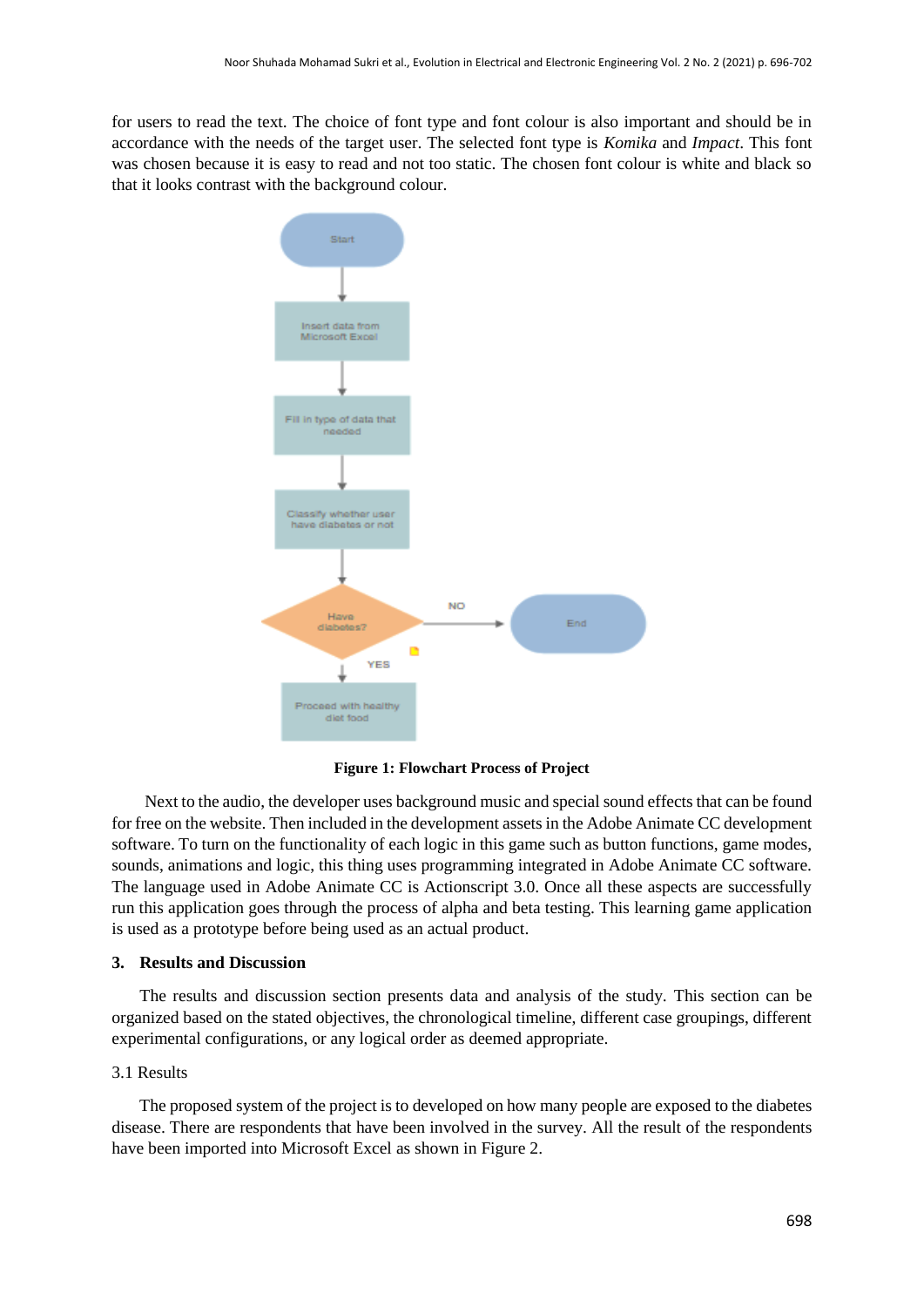for users to read the text. The choice of font type and font colour is also important and should be in accordance with the needs of the target user. The selected font type is *Komika* and *Impact*. This font was chosen because it is easy to read and not too static. The chosen font colour is white and black so that it looks contrast with the background colour.

**Figure 1: Flowchart Process of Project**

Next to the audio, the developer uses background music and special sound effects that can be found for free on the website. Then included in the development assets in the Adobe Animate CC development software. To turn on the functionality of each logic in this game such as button functions, game modes, sounds, animations and logic, this thing uses programming integrated in Adobe Animate CC software. The language used in Adobe Animate CC is Actionscript 3.0. Once all these aspects are successfully run this application goes through the process of alpha and beta testing. This learning game application is used as a prototype before being used as an actual product.

## 3. Results and Discussion

The results and discussion section presents data and analysis of the study. This section can be organized based on the stated objectives, the chronological timeline, different case groupings, different experimental configurations, or any logical order as deemed appropriate.

### 3.1 Results

The proposed system of the project is to developed on how many people are exposed to the diabetes disease. There are respondents that have been involved in the survey. All the result of the respondents have been imported into Microsoft Excel as shown in Figure 2.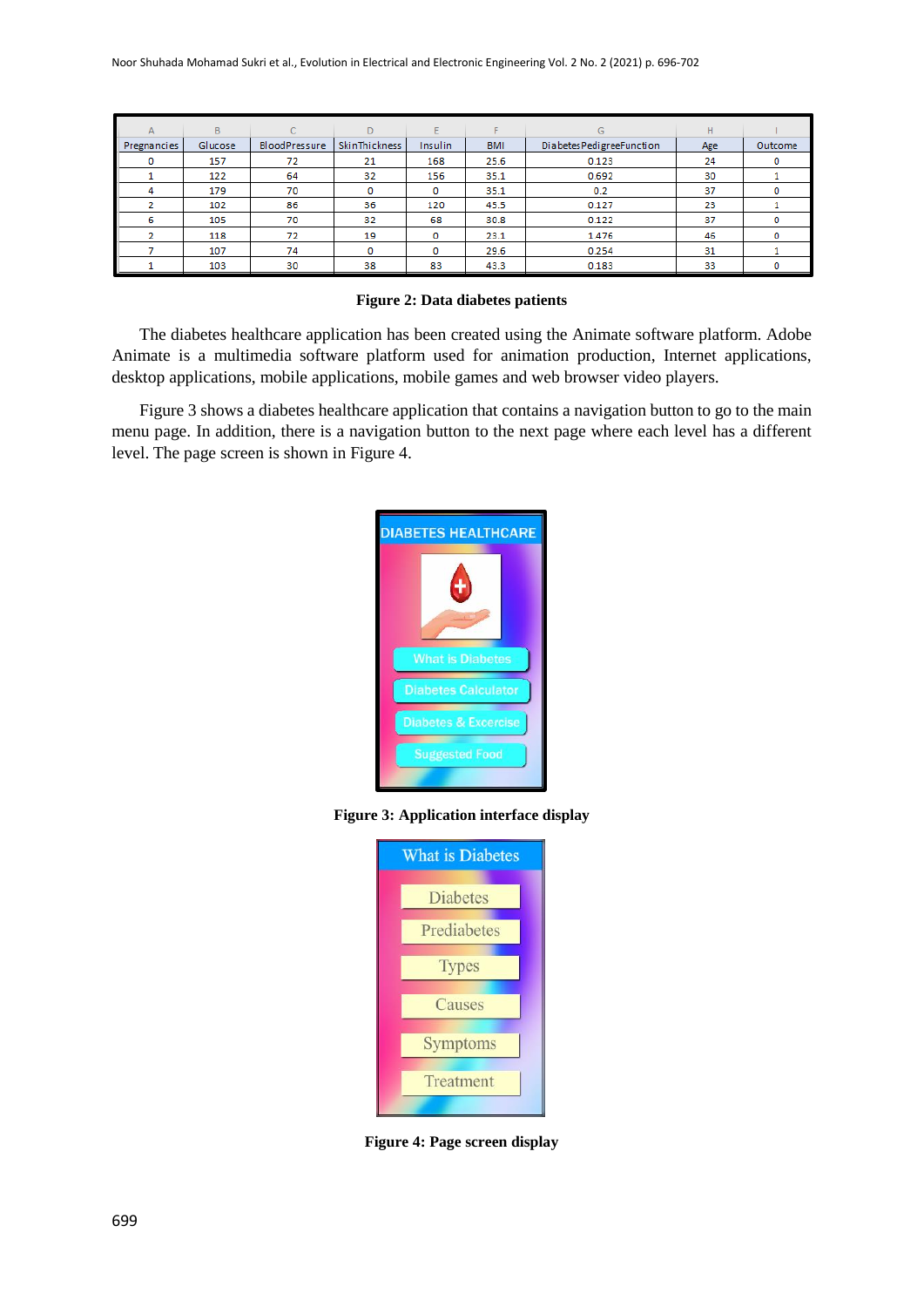| Pregnancies | Glucose | BloodPressure | SkinThickness | Insulin | BMI | DiabetesPedigreeFunction | Age | Outcome |
|---|---|---|---|---|---|---|---|---|
| 0 | 157 | 72 | 21 | 168 | 25.6 | 0.123 | 24 | 0 |
| 1 | 122 | 64 | 32 | 156 | 35.1 | 0.692 | 30 | 1 |
| 4 | 179 | 70 | 0 | 0 | 35.1 | 0.2 | 37 | 0 |
| 2 | 102 | 86 | 36 | 120 | 45.5 | 0.127 | 23 | 1 |
| 6 | 105 | 70 | 32 | 68 | 30.8 | 0.122 | 37 | 0 |
| 2 | 118 | 72 | 19 | 0 | 23.1 | 1.476 | 46 | 0 |
| 7 | 107 | 74 | 0 | 0 | 29.6 | 0.254 | 31 | 1 |
| 1 | 103 | 30 | 38 | 83 | 43.3 | 0.183 | 33 | 0 |

**Figure 2: Data diabetes patients**

The diabetes healthcare application has been created using the Animate software platform. Adobe Animate is a multimedia software platform used for animation production, Internet applications, desktop applications, mobile applications, mobile games and web browser video players.

Figure 3 shows a diabetes healthcare application that contains a navigation button to go to the main menu page. In addition, there is a navigation button to the next page where each level has a different level. The page screen is shown in Figure 4.

**Figure 3: Application interface display**

**Figure 4: Page screen display**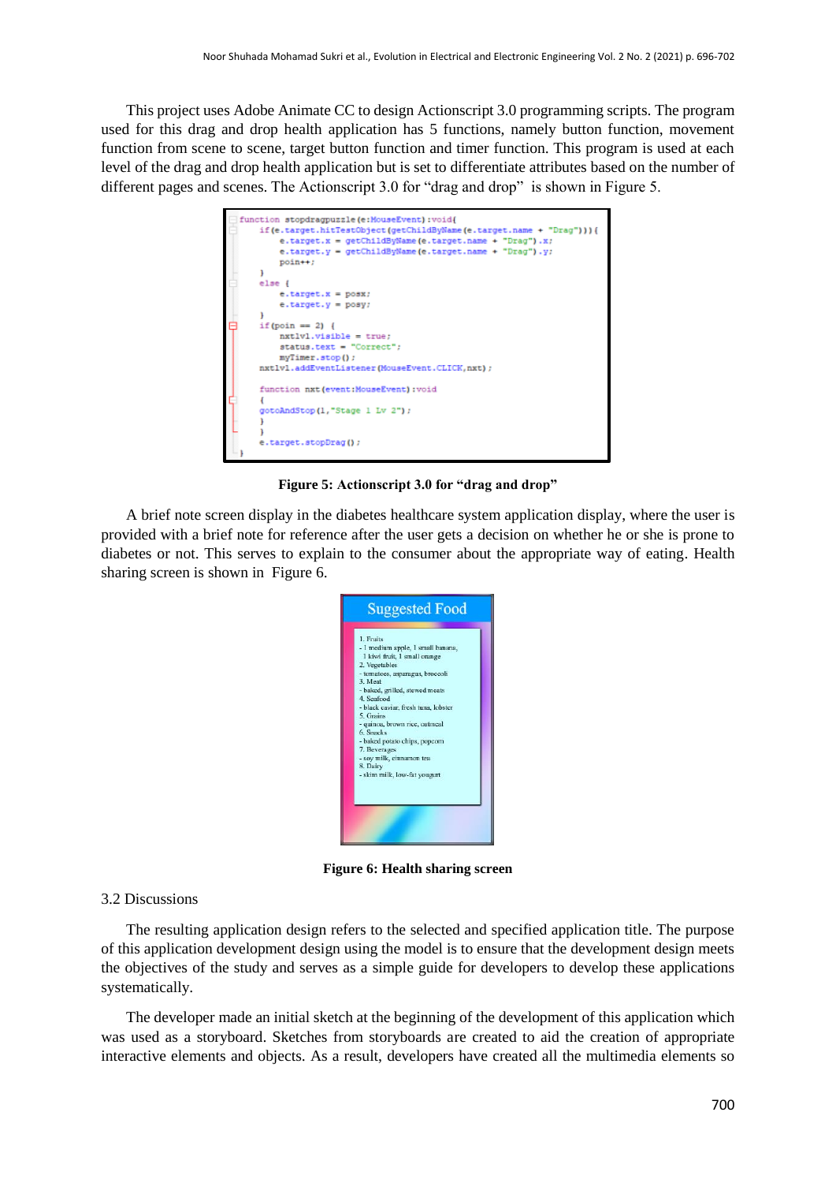This project uses Adobe Animate CC to design Actionscript 3.0 programming scripts. The program used for this drag and drop health application has 5 functions, namely button function, movement function from scene to scene, target button function and timer function. This program is used at each level of the drag and drop health application but is set to differentiate attributes based on the number of different pages and scenes. The Actionscript 3.0 for "drag and drop" is shown in Figure 5.

```
function stopdragpuzzle(e:MouseEvent):void{
    if(e.target.hitTestObject(getChildByName(e.target.name + "Drag"))){
        e.target.x = getChildByName(e.target.name + "Drag").x;
        e.target.y = getChildByName(e.target.name + "Drag").y;
        poin++;
    }
    else {
        e.target.x = posx;
        e.target.y = posy;
    }
    if(poin == 2) {
        nxtlvl.visible = true;
        status.text = "Correct";
        myTimer.stop();
    nxtlvl.addEventListener(MouseEvent.CLICK,nxt);

    function nxt(event:MouseEvent):void
    {
    gotoAndStop(1,"Stage 1 Lv 2");
    }
    }
    e.target.stopDrag();
}
```

**Figure 5: Actionscript 3.0 for "drag and drop"**

A brief note screen display in the diabetes healthcare system application display, where the user is provided with a brief note for reference after the user gets a decision on whether he or she is prone to diabetes or not. This serves to explain to the consumer about the appropriate way of eating. Health sharing screen is shown in Figure 6.

Suggested Food

1. Fruits
- 1 medium apple, 1 small banana, 1 kiwi fruit, 1 small orange
2. Vegetables
- tomatoes, asparagus, broccoli
3. Meat
- baked, grilled, stewed meats
4. Seafood
- black caviar, fresh tuna, lobster
5. Grains
- quinoa, brown rice, oatmeal
6. Snacks
- baked potato chips, popcorn
7. Beverages
- soy milk, cinnamon tea
8. Dairy
- skim milk, low-fat yougurt

**Figure 6: Health sharing screen**

### 3.2 Discussions

The resulting application design refers to the selected and specified application title. The purpose of this application development design using the model is to ensure that the development design meets the objectives of the study and serves as a simple guide for developers to develop these applications systematically.

The developer made an initial sketch at the beginning of the development of this application which was used as a storyboard. Sketches from storyboards are created to aid the creation of appropriate interactive elements and objects. As a result, developers have created all the multimedia elements so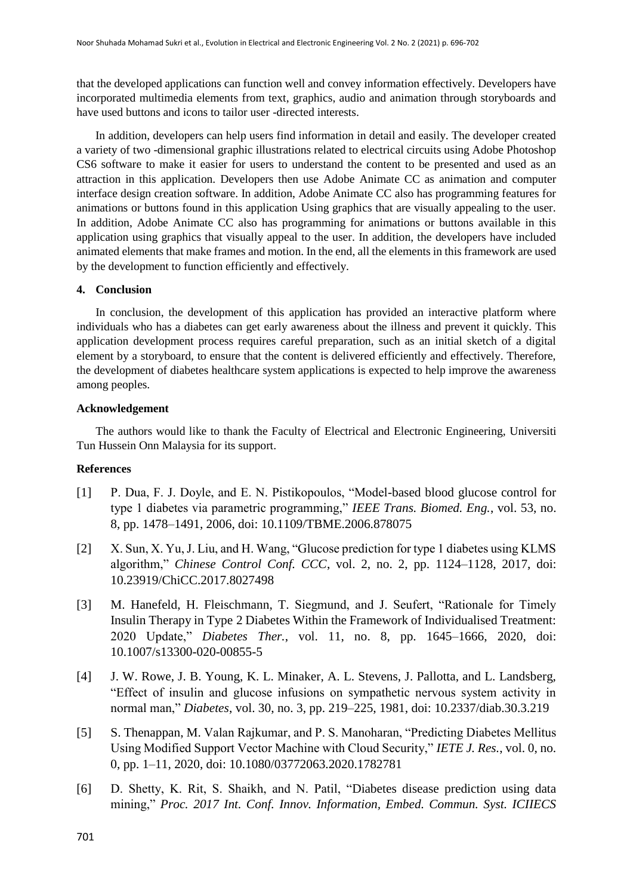that the developed applications can function well and convey information effectively. Developers have incorporated multimedia elements from text, graphics, audio and animation through storyboards and have used buttons and icons to tailor user -directed interests.

In addition, developers can help users find information in detail and easily. The developer created a variety of two -dimensional graphic illustrations related to electrical circuits using Adobe Photoshop CS6 software to make it easier for users to understand the content to be presented and used as an attraction in this application. Developers then use Adobe Animate CC as animation and computer interface design creation software. In addition, Adobe Animate CC also has programming features for animations or buttons found in this application Using graphics that are visually appealing to the user. In addition, Adobe Animate CC also has programming for animations or buttons available in this application using graphics that visually appeal to the user. In addition, the developers have included animated elements that make frames and motion. In the end, all the elements in this framework are used by the development to function efficiently and effectively.

## 4. Conclusion

In conclusion, the development of this application has provided an interactive platform where individuals who has a diabetes can get early awareness about the illness and prevent it quickly. This application development process requires careful preparation, such as an initial sketch of a digital element by a storyboard, to ensure that the content is delivered efficiently and effectively. Therefore, the development of diabetes healthcare system applications is expected to help improve the awareness among peoples.

## Acknowledgement

The authors would like to thank the Faculty of Electrical and Electronic Engineering, Universiti Tun Hussein Onn Malaysia for its support.

## References

[1] P. Dua, F. J. Doyle, and E. N. Pistikopoulos, "Model-based blood glucose control for type 1 diabetes via parametric programming," *IEEE Trans. Biomed. Eng.*, vol. 53, no. 8, pp. 1478–1491, 2006, doi: 10.1109/TBME.2006.878075

[2] X. Sun, X. Yu, J. Liu, and H. Wang, "Glucose prediction for type 1 diabetes using KLMS algorithm," *Chinese Control Conf. CCC*, vol. 2, no. 2, pp. 1124–1128, 2017, doi: 10.23919/ChiCC.2017.8027498

[3] M. Hanefeld, H. Fleischmann, T. Siegmund, and J. Seufert, "Rationale for Timely Insulin Therapy in Type 2 Diabetes Within the Framework of Individualised Treatment: 2020 Update," *Diabetes Ther.*, vol. 11, no. 8, pp. 1645–1666, 2020, doi: 10.1007/s13300-020-00855-5

[4] J. W. Rowe, J. B. Young, K. L. Minaker, A. L. Stevens, J. Pallotta, and L. Landsberg, "Effect of insulin and glucose infusions on sympathetic nervous system activity in normal man," *Diabetes*, vol. 30, no. 3, pp. 219–225, 1981, doi: 10.2337/diab.30.3.219

[5] S. Thenappan, M. Valan Rajkumar, and P. S. Manoharan, "Predicting Diabetes Mellitus Using Modified Support Vector Machine with Cloud Security," *IETE J. Res.*, vol. 0, no. 0, pp. 1–11, 2020, doi: 10.1080/03772063.2020.1782781

[6] D. Shetty, K. Rit, S. Shaikh, and N. Patil, "Diabetes disease prediction using data mining," *Proc. 2017 Int. Conf. Innov. Information, Embed. Commun. Syst. ICIIECS*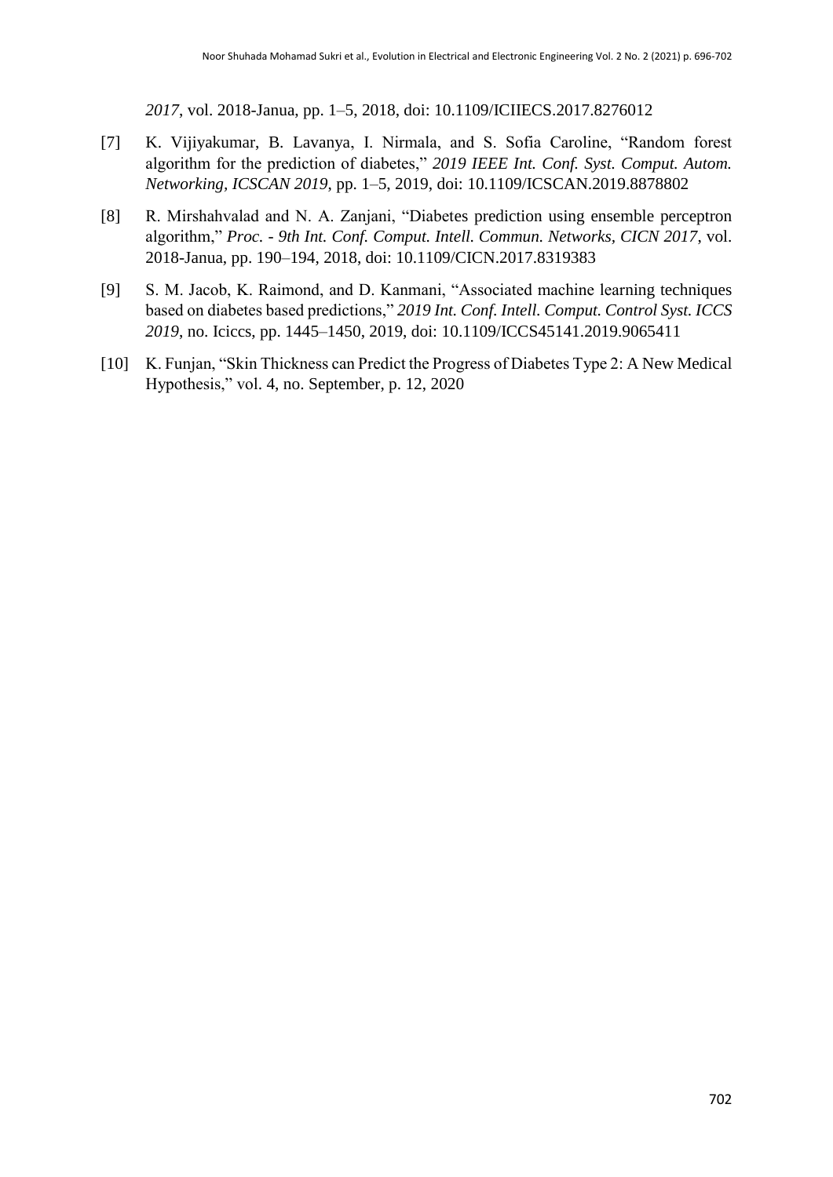*2017*, vol. 2018-Janua, pp. 1–5, 2018, doi: 10.1109/ICIIECS.2017.8276012

[7] K. Vijiyakumar, B. Lavanya, I. Nirmala, and S. Sofia Caroline, "Random forest algorithm for the prediction of diabetes," *2019 IEEE Int. Conf. Syst. Comput. Autom. Networking, ICSCAN 2019*, pp. 1–5, 2019, doi: 10.1109/ICSCAN.2019.8878802

[8] R. Mirshahvalad and N. A. Zanjani, "Diabetes prediction using ensemble perceptron algorithm," *Proc. - 9th Int. Conf. Comput. Intell. Commun. Networks, CICN 2017*, vol. 2018-Janua, pp. 190–194, 2018, doi: 10.1109/CICN.2017.8319383

[9] S. M. Jacob, K. Raimond, and D. Kanmani, "Associated machine learning techniques based on diabetes based predictions," *2019 Int. Conf. Intell. Comput. Control Syst. ICCS 2019*, no. Iciccs, pp. 1445–1450, 2019, doi: 10.1109/ICCS45141.2019.9065411

[10] K. Funjan, "Skin Thickness can Predict the Progress of Diabetes Type 2: A New Medical Hypothesis," vol. 4, no. September, p. 12, 2020